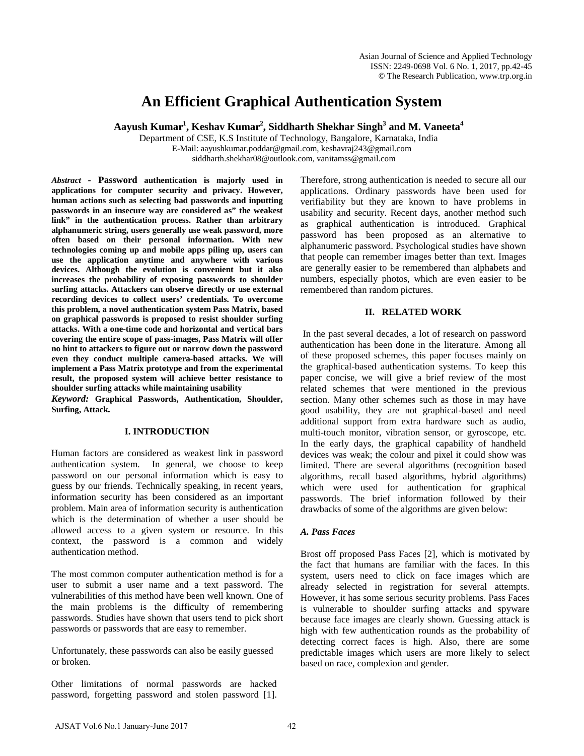# An Efficient Graphical Authentication System

**Aayush Kumar[1], Keshav Kumar[2], Siddharth Shekhar Singh[3] and M. Vaneeta[4]**

Department of CSE, K.S Institute of Technology, Bangalore, Karnataka, India
E-Mail: aayushkumar.poddar@gmail.com, keshavraj243@gmail.com
siddharth.shekhar08@outlook.com, vanitamss@gmail.com

***Abstract*** **- Password authentication is majorly used in applications for computer security and privacy. However, human actions such as selecting bad passwords and inputting passwords in an insecure way are considered as" the weakest link" in the authentication process. Rather than arbitrary alphanumeric string, users generally use weak password, more often based on their personal information. With new technologies coming up and mobile apps piling up, users can use the application anytime and anywhere with various devices. Although the evolution is convenient but it also increases the probability of exposing passwords to shoulder surfing attacks. Attackers can observe directly or use external recording devices to collect users' credentials. To overcome this problem, a novel authentication system Pass Matrix, based on graphical passwords is proposed to resist shoulder surfing attacks. With a one-time code and horizontal and vertical bars covering the entire scope of pass-images, Pass Matrix will offer no hint to attackers to figure out or narrow down the password even they conduct multiple camera-based attacks. We will implement a Pass Matrix prototype and from the experimental result, the proposed system will achieve better resistance to shoulder surfing attacks while maintaining usability**

***Keyword:*** **Graphical Passwords, Authentication, Shoulder, Surfing, Attack.**

## I. INTRODUCTION

Human factors are considered as weakest link in password authentication system. In general, we choose to keep password on our personal information which is easy to guess by our friends. Technically speaking, in recent years, information security has been considered as an important problem. Main area of information security is authentication which is the determination of whether a user should be allowed access to a given system or resource. In this context, the password is a common and widely authentication method.

The most common computer authentication method is for a user to submit a user name and a text password. The vulnerabilities of this method have been well known. One of the main problems is the difficulty of remembering passwords. Studies have shown that users tend to pick short passwords or passwords that are easy to remember.

Unfortunately, these passwords can also be easily guessed or broken.

Other limitations of normal passwords are hacked password, forgetting password and stolen password [1]. Therefore, strong authentication is needed to secure all our applications. Ordinary passwords have been used for verifiability but they are known to have problems in usability and security. Recent days, another method such as graphical authentication is introduced. Graphical password has been proposed as an alternative to alphanumeric password. Psychological studies have shown that people can remember images better than text. Images are generally easier to be remembered than alphabets and numbers, especially photos, which are even easier to be remembered than random pictures.

## II. RELATED WORK

In the past several decades, a lot of research on password authentication has been done in the literature. Among all of these proposed schemes, this paper focuses mainly on the graphical-based authentication systems. To keep this paper concise, we will give a brief review of the most related schemes that were mentioned in the previous section. Many other schemes such as those in may have good usability, they are not graphical-based and need additional support from extra hardware such as audio, multi-touch monitor, vibration sensor, or gyroscope, etc. In the early days, the graphical capability of handheld devices was weak; the colour and pixel it could show was limited. There are several algorithms (recognition based algorithms, recall based algorithms, hybrid algorithms) which were used for authentication for graphical passwords. The brief information followed by their drawbacks of some of the algorithms are given below:

### *A. Pass Faces*

Brost off proposed Pass Faces [2], which is motivated by the fact that humans are familiar with the faces. In this system, users need to click on face images which are already selected in registration for several attempts. However, it has some serious security problems. Pass Faces is vulnerable to shoulder surfing attacks and spyware because face images are clearly shown. Guessing attack is high with few authentication rounds as the probability of detecting correct faces is high. Also, there are some predictable images which users are more likely to select based on race, complexion and gender.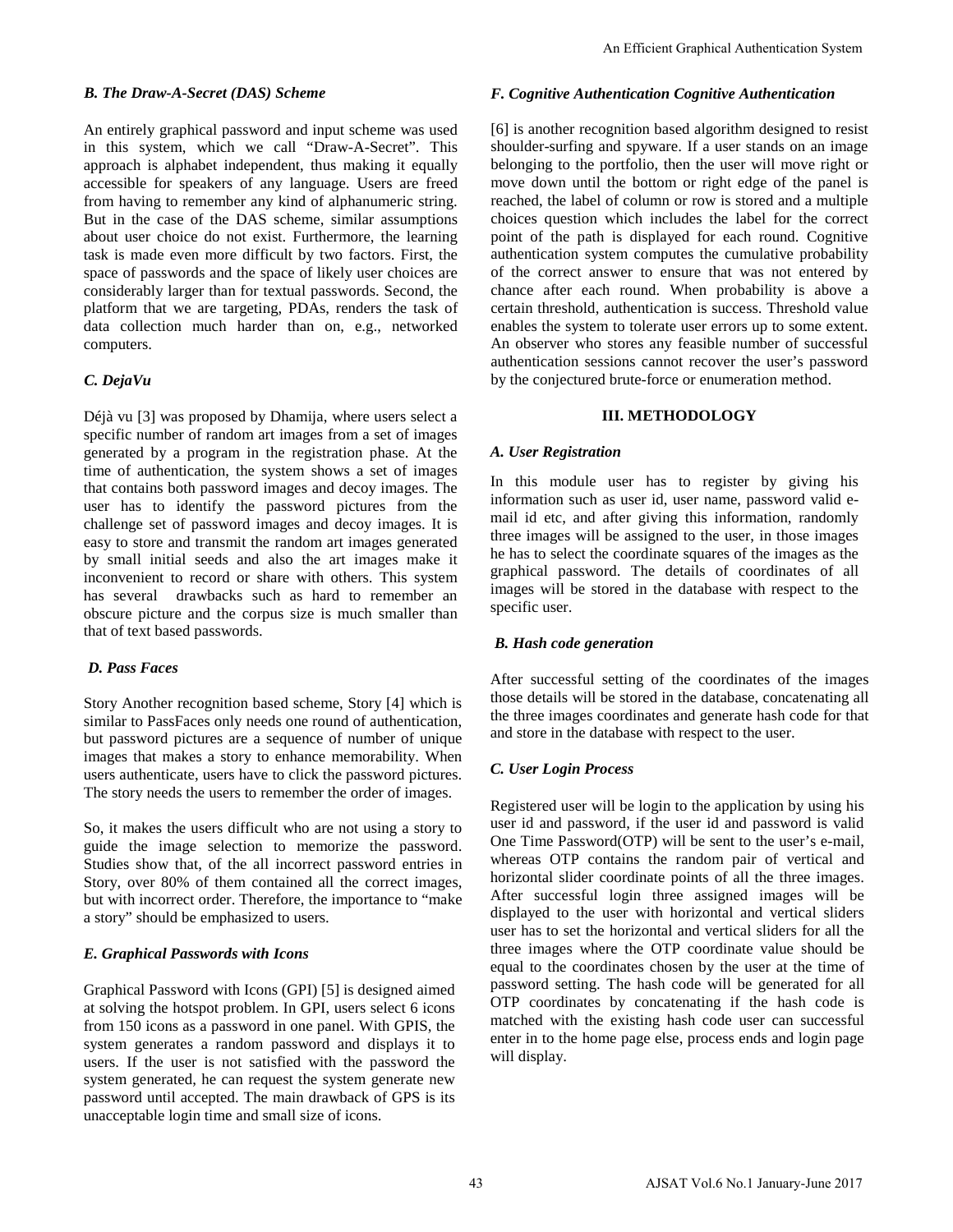### *B. The Draw-A-Secret (DAS) Scheme*

An entirely graphical password and input scheme was used in this system, which we call "Draw-A-Secret". This approach is alphabet independent, thus making it equally accessible for speakers of any language. Users are freed from having to remember any kind of alphanumeric string. But in the case of the DAS scheme, similar assumptions about user choice do not exist. Furthermore, the learning task is made even more difficult by two factors. First, the space of passwords and the space of likely user choices are considerably larger than for textual passwords. Second, the platform that we are targeting, PDAs, renders the task of data collection much harder than on, e.g., networked computers.

### *C. DejaVu*

Déjà vu [3] was proposed by Dhamija, where users select a specific number of random art images from a set of images generated by a program in the registration phase. At the time of authentication, the system shows a set of images that contains both password images and decoy images. The user has to identify the password pictures from the challenge set of password images and decoy images. It is easy to store and transmit the random art images generated by small initial seeds and also the art images make it inconvenient to record or share with others. This system has several drawbacks such as hard to remember an obscure picture and the corpus size is much smaller than that of text based passwords.

### *D. Pass Faces*

Story Another recognition based scheme, Story [4] which is similar to PassFaces only needs one round of authentication, but password pictures are a sequence of number of unique images that makes a story to enhance memorability. When users authenticate, users have to click the password pictures. The story needs the users to remember the order of images.

So, it makes the users difficult who are not using a story to guide the image selection to memorize the password. Studies show that, of the all incorrect password entries in Story, over 80% of them contained all the correct images, but with incorrect order. Therefore, the importance to "make a story" should be emphasized to users.

### *E. Graphical Passwords with Icons*

Graphical Password with Icons (GPI) [5] is designed aimed at solving the hotspot problem. In GPI, users select 6 icons from 150 icons as a password in one panel. With GPIS, the system generates a random password and displays it to users. If the user is not satisfied with the password the system generated, he can request the system generate new password until accepted. The main drawback of GPS is its unacceptable login time and small size of icons.

### *F. Cognitive Authentication Cognitive Authentication*

[6] is another recognition based algorithm designed to resist shoulder-surfing and spyware. If a user stands on an image belonging to the portfolio, then the user will move right or move down until the bottom or right edge of the panel is reached, the label of column or row is stored and a multiple choices question which includes the label for the correct point of the path is displayed for each round. Cognitive authentication system computes the cumulative probability of the correct answer to ensure that was not entered by chance after each round. When probability is above a certain threshold, authentication is success. Threshold value enables the system to tolerate user errors up to some extent. An observer who stores any feasible number of successful authentication sessions cannot recover the user's password by the conjectured brute-force or enumeration method.

## III. METHODOLOGY

### *A. User Registration*

In this module user has to register by giving his information such as user id, user name, password valid e-mail id etc, and after giving this information, randomly three images will be assigned to the user, in those images he has to select the coordinate squares of the images as the graphical password. The details of coordinates of all images will be stored in the database with respect to the specific user.

### *B. Hash code generation*

After successful setting of the coordinates of the images those details will be stored in the database, concatenating all the three images coordinates and generate hash code for that and store in the database with respect to the user.

### *C. User Login Process*

Registered user will be login to the application by using his user id and password, if the user id and password is valid One Time Password(OTP) will be sent to the user's e-mail, whereas OTP contains the random pair of vertical and horizontal slider coordinate points of all the three images. After successful login three assigned images will be displayed to the user with horizontal and vertical sliders user has to set the horizontal and vertical sliders for all the three images where the OTP coordinate value should be equal to the coordinates chosen by the user at the time of password setting. The hash code will be generated for all OTP coordinates by concatenating if the hash code is matched with the existing hash code user can successful enter in to the home page else, process ends and login page will display.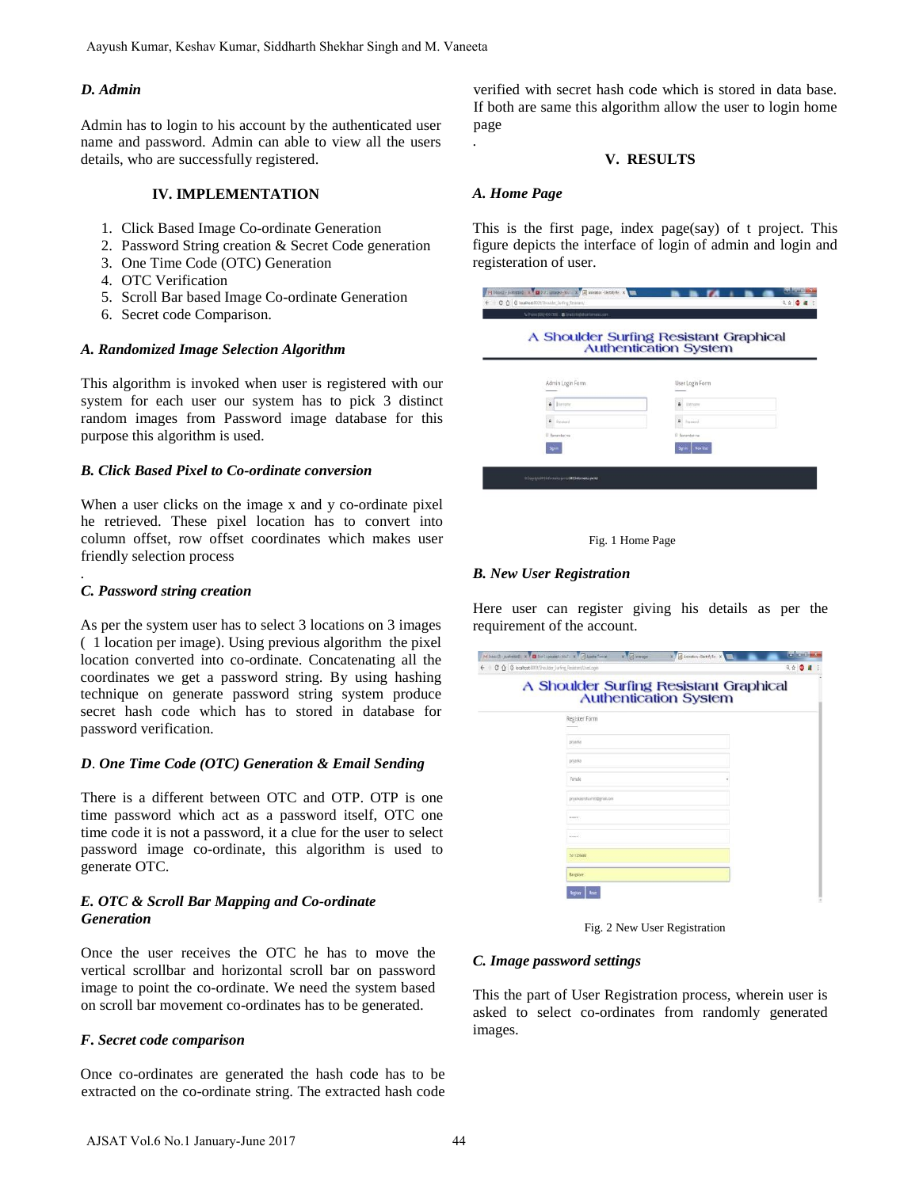### D. Admin

Admin has to login to his account by the authenticated user name and password. Admin can able to view all the users details, who are successfully registered.

## IV. IMPLEMENTATION

1. Click Based Image Co-ordinate Generation
2. Password String creation & Secret Code generation
3. One Time Code (OTC) Generation
4. OTC Verification
5. Scroll Bar based Image Co-ordinate Generation
6. Secret code Comparison.

### A. Randomized Image Selection Algorithm

This algorithm is invoked when user is registered with our system for each user our system has to pick 3 distinct random images from Password image database for this purpose this algorithm is used.

### B. Click Based Pixel to Co-ordinate conversion

When a user clicks on the image x and y co-ordinate pixel he retrieved. These pixel location has to convert into column offset, row offset coordinates which makes user friendly selection process

.

### C. Password string creation

As per the system user has to select 3 locations on 3 images ( 1 location per image). Using previous algorithm the pixel location converted into co-ordinate. Concatenating all the coordinates we get a password string. By using hashing technique on generate password string system produce secret hash code which has to stored in database for password verification.

### D. One Time Code (OTC) Generation & Email Sending

There is a different between OTC and OTP. OTP is one time password which act as a password itself, OTC one time code it is not a password, it a clue for the user to select password image co-ordinate, this algorithm is used to generate OTC.

### E. OTC & Scroll Bar Mapping and Co-ordinate Generation

Once the user receives the OTC he has to move the vertical scrollbar and horizontal scroll bar on password image to point the co-ordinate. We need the system based on scroll bar movement co-ordinates has to be generated.

### F. Secret code comparison

Once co-ordinates are generated the hash code has to be extracted on the co-ordinate string. The extracted hash code verified with secret hash code which is stored in data base. If both are same this algorithm allow the user to login home page

.

## V. RESULTS

### A. Home Page

This is the first page, index page(say) of t project. This figure depicts the interface of login of admin and login and registeration of user.

Fig. 1 Home Page

### B. New User Registration

Here user can register giving his details as per the requirement of the account.

Fig. 2 New User Registration

### C. Image password settings

This the part of User Registration process, wherein user is asked to select co-ordinates from randomly generated images.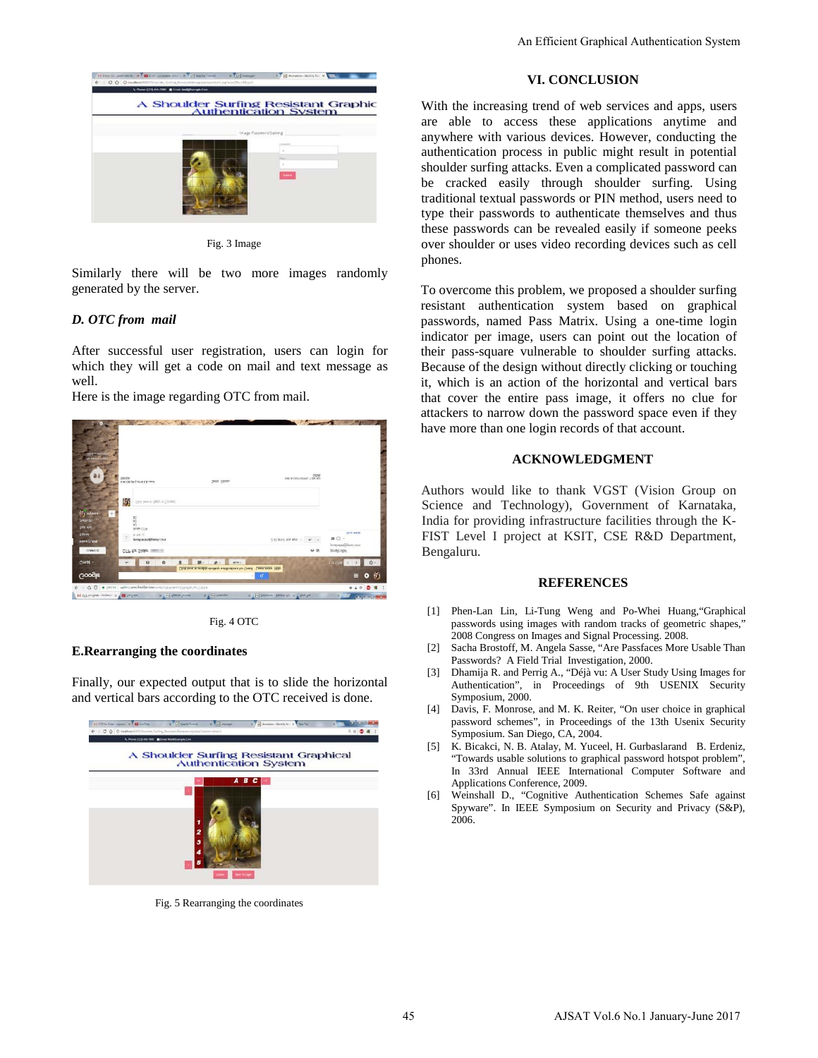Fig. 3 Image

Similarly there will be two more images randomly generated by the server.

### *D. OTC from mail*

After successful user registration, users can login for which they will get a code on mail and text message as well.
Here is the image regarding OTC from mail.

Fig. 4 OTC

### E.Rearranging the coordinates

Finally, our expected output that is to slide the horizontal and vertical bars according to the OTC received is done.

Fig. 5 Rearranging the coordinates

## VI. CONCLUSION

With the increasing trend of web services and apps, users are able to access these applications anytime and anywhere with various devices. However, conducting the authentication process in public might result in potential shoulder surfing attacks. Even a complicated password can be cracked easily through shoulder surfing. Using traditional textual passwords or PIN method, users need to type their passwords to authenticate themselves and thus these passwords can be revealed easily if someone peeks over shoulder or uses video recording devices such as cell phones.

To overcome this problem, we proposed a shoulder surfing resistant authentication system based on graphical passwords, named Pass Matrix. Using a one-time login indicator per image, users can point out the location of their pass-square vulnerable to shoulder surfing attacks. Because of the design without directly clicking or touching it, which is an action of the horizontal and vertical bars that cover the entire pass image, it offers no clue for attackers to narrow down the password space even if they have more than one login records of that account.

## ACKNOWLEDGMENT

Authors would like to thank VGST (Vision Group on Science and Technology), Government of Karnataka, India for providing infrastructure facilities through the K-FIST Level I project at KSIT, CSE R&D Department, Bengaluru.

## REFERENCES

[1] Phen-Lan Lin, Li-Tung Weng and Po-Whei Huang,"Graphical passwords using images with random tracks of geometric shapes," 2008 Congress on Images and Signal Processing. 2008.

[2] Sacha Brostoff, M. Angela Sasse, "Are Passfaces More Usable Than Passwords? A Field Trial Investigation, 2000.

[3] Dhamija R. and Perrig A., "Déjà vu: A User Study Using Images for Authentication", in Proceedings of 9th USENIX Security Symposium, 2000.

[4] Davis, F. Monrose, and M. K. Reiter, "On user choice in graphical password schemes", in Proceedings of the 13th Usenix Security Symposium. San Diego, CA, 2004.

[5] K. Bicakci, N. B. Atalay, M. Yuceel, H. Gurbaslarand B. Erdeniz, "Towards usable solutions to graphical password hotspot problem", In 33rd Annual IEEE International Computer Software and Applications Conference, 2009.

[6] Weinshall D., "Cognitive Authentication Schemes Safe against Spyware". In IEEE Symposium on Security and Privacy (S&P), 2006.